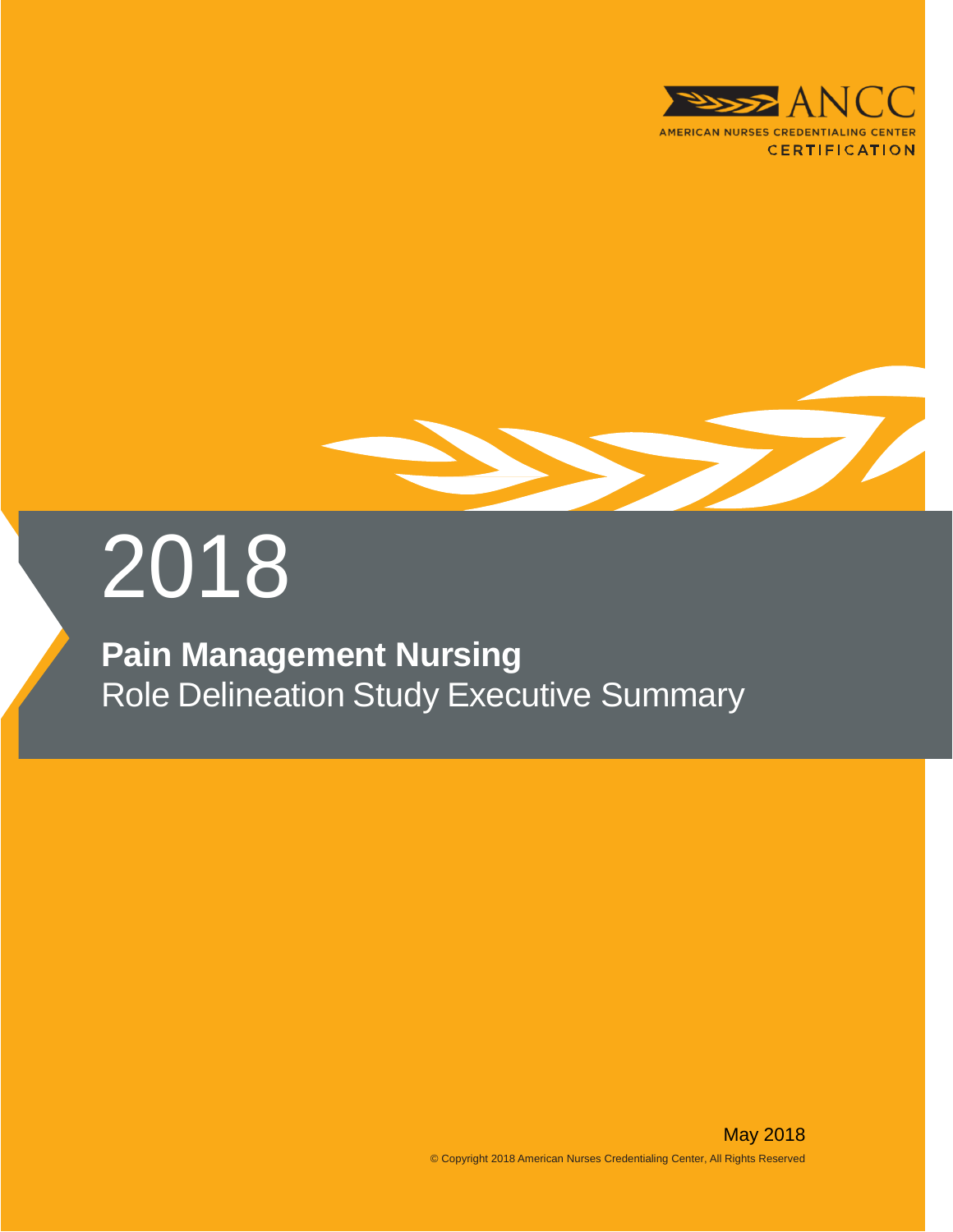ANCC

AMERICAN NURSES CREDENTIALING CENTER

CERTIFICATION

# 2018

## **Pain Management Nursing**
## Role Delineation Study Executive Summary

May 2018

© Copyright 2018 American Nurses Credentialing Center, All Rights Reserved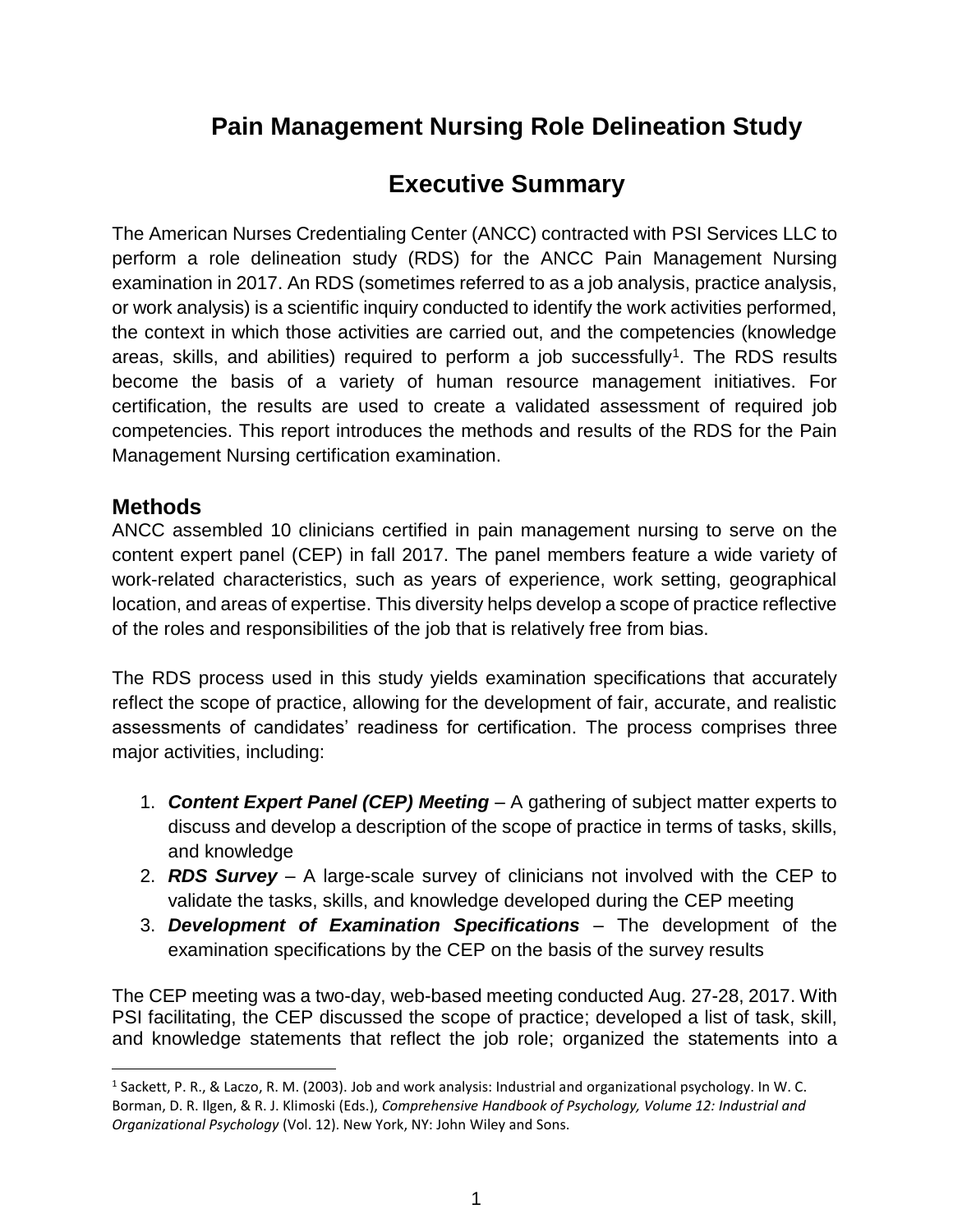# Pain Management Nursing Role Delineation Study

## Executive Summary

The American Nurses Credentialing Center (ANCC) contracted with PSI Services LLC to perform a role delineation study (RDS) for the ANCC Pain Management Nursing examination in 2017. An RDS (sometimes referred to as a job analysis, practice analysis, or work analysis) is a scientific inquiry conducted to identify the work activities performed, the context in which those activities are carried out, and the competencies (knowledge areas, skills, and abilities) required to perform a job successfully[1]. The RDS results become the basis of a variety of human resource management initiatives. For certification, the results are used to create a validated assessment of required job competencies. This report introduces the methods and results of the RDS for the Pain Management Nursing certification examination.

### Methods

ANCC assembled 10 clinicians certified in pain management nursing to serve on the content expert panel (CEP) in fall 2017. The panel members feature a wide variety of work-related characteristics, such as years of experience, work setting, geographical location, and areas of expertise. This diversity helps develop a scope of practice reflective of the roles and responsibilities of the job that is relatively free from bias.

The RDS process used in this study yields examination specifications that accurately reflect the scope of practice, allowing for the development of fair, accurate, and realistic assessments of candidates' readiness for certification. The process comprises three major activities, including:

1. ***Content Expert Panel (CEP) Meeting*** – A gathering of subject matter experts to discuss and develop a description of the scope of practice in terms of tasks, skills, and knowledge
2. ***RDS Survey*** – A large-scale survey of clinicians not involved with the CEP to validate the tasks, skills, and knowledge developed during the CEP meeting
3. ***Development of Examination Specifications*** – The development of the examination specifications by the CEP on the basis of the survey results

The CEP meeting was a two-day, web-based meeting conducted Aug. 27-28, 2017. With PSI facilitating, the CEP discussed the scope of practice; developed a list of task, skill, and knowledge statements that reflect the job role; organized the statements into a

[1] Sackett, P. R., & Laczo, R. M. (2003). Job and work analysis: Industrial and organizational psychology. In W. C. Borman, D. R. Ilgen, & R. J. Klimoski (Eds.), *Comprehensive Handbook of Psychology, Volume 12: Industrial and Organizational Psychology* (Vol. 12). New York, NY: John Wiley and Sons.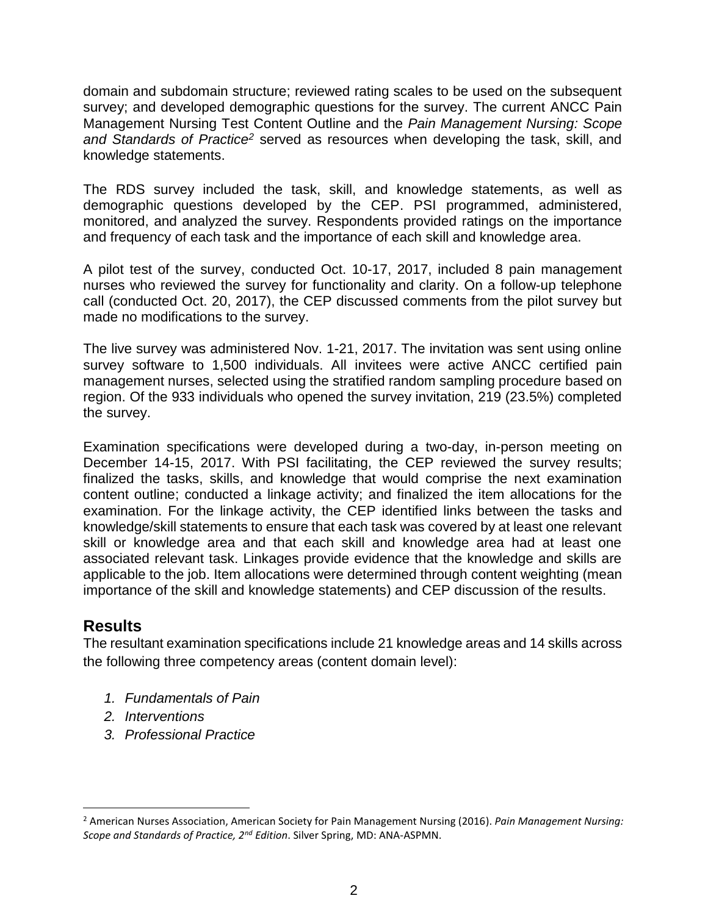domain and subdomain structure; reviewed rating scales to be used on the subsequent survey; and developed demographic questions for the survey. The current ANCC Pain Management Nursing Test Content Outline and the *Pain Management Nursing: Scope and Standards of Practice*[2] served as resources when developing the task, skill, and knowledge statements.

The RDS survey included the task, skill, and knowledge statements, as well as demographic questions developed by the CEP. PSI programmed, administered, monitored, and analyzed the survey. Respondents provided ratings on the importance and frequency of each task and the importance of each skill and knowledge area.

A pilot test of the survey, conducted Oct. 10-17, 2017, included 8 pain management nurses who reviewed the survey for functionality and clarity. On a follow-up telephone call (conducted Oct. 20, 2017), the CEP discussed comments from the pilot survey but made no modifications to the survey.

The live survey was administered Nov. 1-21, 2017. The invitation was sent using online survey software to 1,500 individuals. All invitees were active ANCC certified pain management nurses, selected using the stratified random sampling procedure based on region. Of the 933 individuals who opened the survey invitation, 219 (23.5%) completed the survey.

Examination specifications were developed during a two-day, in-person meeting on December 14-15, 2017. With PSI facilitating, the CEP reviewed the survey results; finalized the tasks, skills, and knowledge that would comprise the next examination content outline; conducted a linkage activity; and finalized the item allocations for the examination. For the linkage activity, the CEP identified links between the tasks and knowledge/skill statements to ensure that each task was covered by at least one relevant skill or knowledge area and that each skill and knowledge area had at least one associated relevant task. Linkages provide evidence that the knowledge and skills are applicable to the job. Item allocations were determined through content weighting (mean importance of the skill and knowledge statements) and CEP discussion of the results.

## Results

The resultant examination specifications include 21 knowledge areas and 14 skills across the following three competency areas (content domain level):

1. *Fundamentals of Pain*
2. *Interventions*
3. *Professional Practice*

[2] American Nurses Association, American Society for Pain Management Nursing (2016). *Pain Management Nursing: Scope and Standards of Practice, 2nd Edition*. Silver Spring, MD: ANA-ASPMN.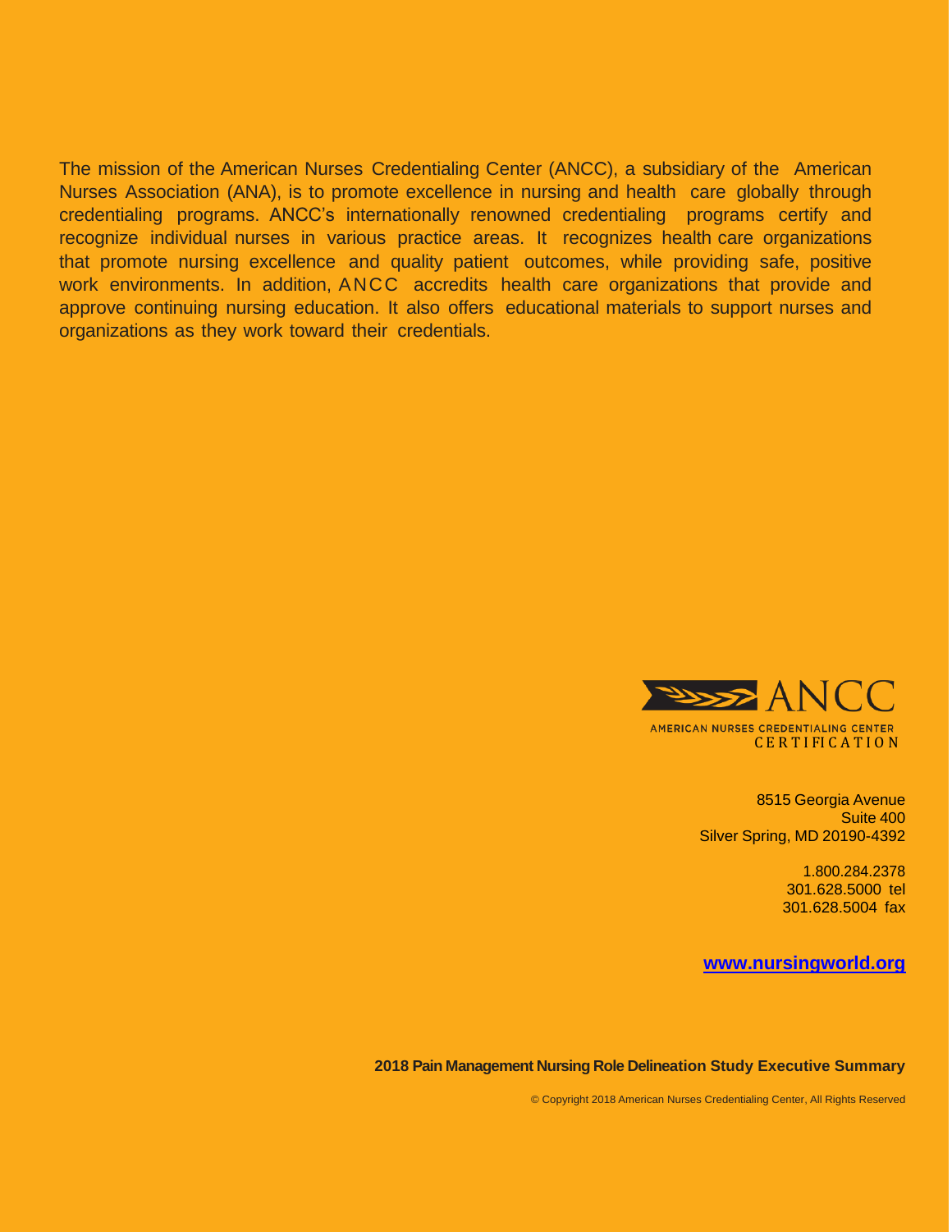The mission of the American Nurses Credentialing Center (ANCC), a subsidiary of the American Nurses Association (ANA), is to promote excellence in nursing and health care globally through credentialing programs. ANCC's internationally renowned credentialing programs certify and recognize individual nurses in various practice areas. It recognizes health care organizations that promote nursing excellence and quality patient outcomes, while providing safe, positive work environments. In addition, ANCC accredits health care organizations that provide and approve continuing nursing education. It also offers educational materials to support nurses and organizations as they work toward their credentials.

ANCC

AMERICAN NURSES CREDENTIALING CENTER
CERTIFICATION

8515 Georgia Avenue
Suite 400
Silver Spring, MD 20190-4392

1.800.284.2378
301.628.5000 tel
301.628.5004 fax

www.nursingworld.org

**2018 Pain Management Nursing Role Delineation Study Executive Summary**

© Copyright 2018 American Nurses Credentialing Center, All Rights Reserved